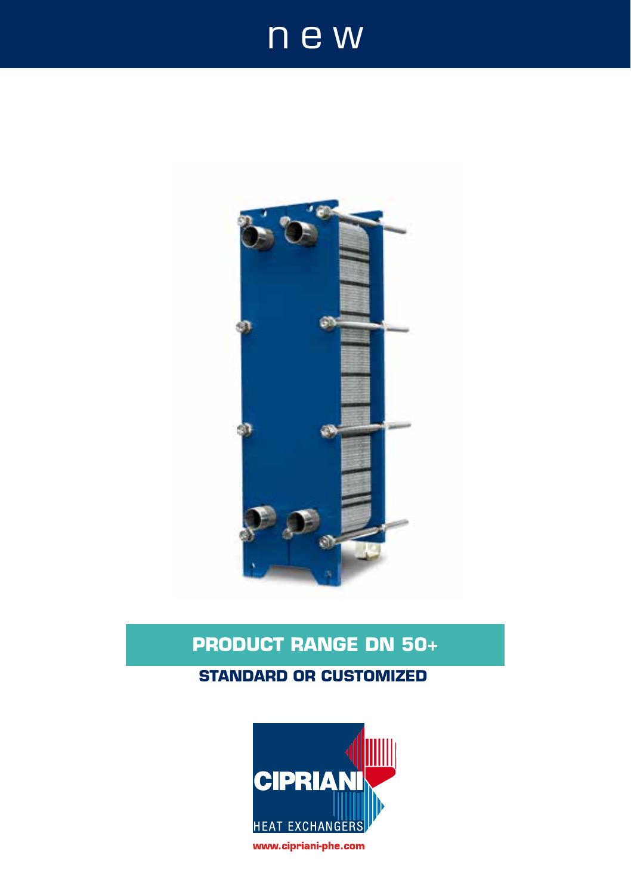new

# PRODUCT RANGE DN 50+

## STANDARD OR CUSTOMIZED

CIPRIANI
HEAT EXCHANGERS

www.cipriani-phe.com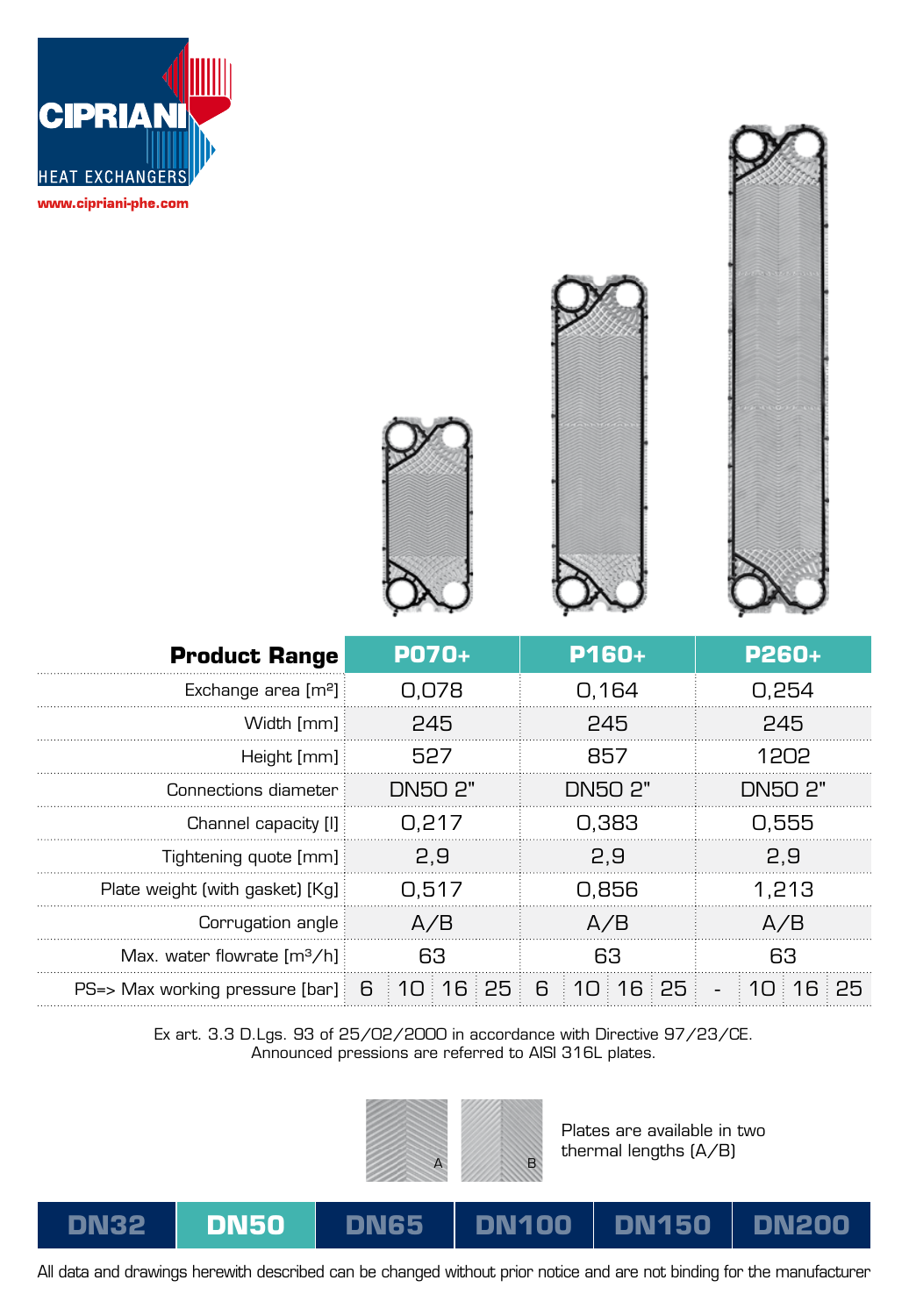**CIPRIANI** HEAT EXCHANGERS

www.cipriani-phe.com

| Product Range | P070+ | | | | P160+ | | | | P260+ | | | |
|---|---|---|---|---|---|---|---|---|---|---|---|---|
| Exchange area [m²] | 0,078 | | | | 0,164 | | | | 0,254 | | | |
| Width [mm] | 245 | | | | 245 | | | | 245 | | | |
| Height [mm] | 527 | | | | 857 | | | | 1202 | | | |
| Connections diameter | DN50 2" | | | | DN50 2" | | | | DN50 2" | | | |
| Channel capacity [l] | 0,217 | | | | 0,383 | | | | 0,555 | | | |
| Tightening quote [mm] | 2,9 | | | | 2,9 | | | | 2,9 | | | |
| Plate weight (with gasket) [Kg] | 0,517 | | | | 0,856 | | | | 1,213 | | | |
| Corrugation angle | A/B | | | | A/B | | | | A/B | | | |
| Max. water flowrate [m³/h] | 63 | | | | 63 | | | | 63 | | | |
| PS=> Max working pressure [bar] | 6 | 10 | 16 | 25 | 6 | 10 | 16 | 25 | - | 10 | 16 | 25 |

Ex art. 3.3 D.Lgs. 93 of 25/02/2000 in accordance with Directive 97/23/CE.
Announced pressions are referred to AISI 316L plates.

A B

Plates are available in two thermal lengths (A/B)

| DN32 | **DN50** | DN65 | DN100 | DN150 | DN200 |
|---|---|---|---|---|---|

All data and drawings herewith described can be changed without prior notice and are not binding for the manufacturer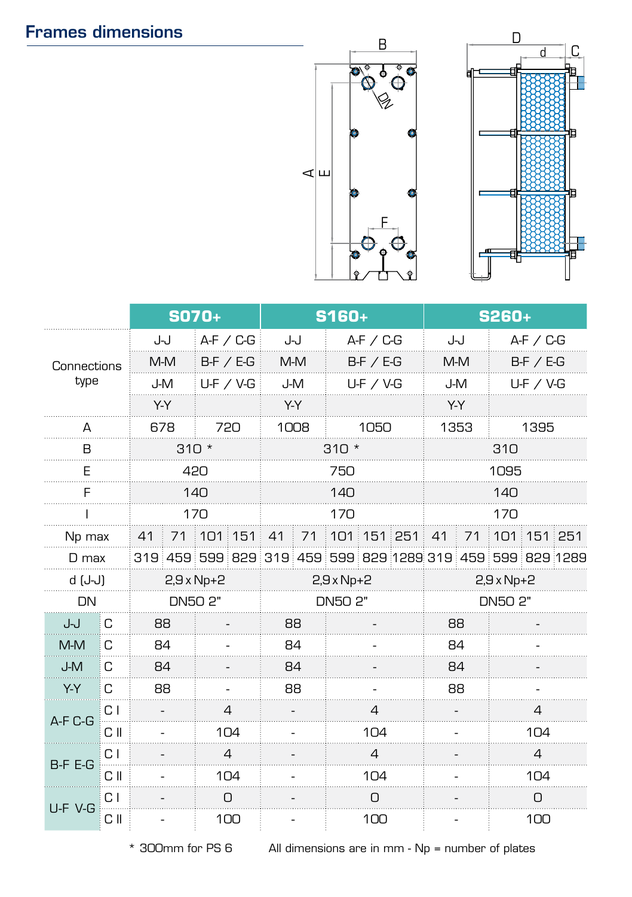## Frames dimensions

| | | S070+ | | S160+ | | S260+ | |
|---|---|---|---|---|---|---|---|
| Connections type | | J-J | A-F / C-G | J-J | A-F / C-G | J-J | A-F / C-G |
| | | M-M | B-F / E-G | M-M | B-F / E-G | M-M | B-F / E-G |
| | | J-M | U-F / V-G | J-M | U-F / V-G | J-M | U-F / V-G |
| | | Y-Y | | Y-Y | | Y-Y | |
| A | | 678 | 720 | 1008 | 1050 | 1353 | 1395 |
| B | | 310 * | | 310 * | | 310 | |
| E | | 420 | | 750 | | 1095 | |
| F | | 140 | | 140 | | 140 | |
| I | | 170 | | 170 | | 170 | |
| Np max | | 41 71 | 101 151 | 41 71 | 101 151 251 | 41 71 | 101 151 251 |
| D max | | 319 459 | 599 829 | 319 459 | 599 829 1289 | 319 459 | 599 829 1289 |
| d (J-J) | | 2,9 x Np+2 | | 2,9 x Np+2 | | 2,9 x Np+2 | |
| DN | | DN50 2" | | DN50 2" | | DN50 2" | |
| J-J | C | 88 | - | 88 | - | 88 | - |
| M-M | C | 84 | - | 84 | - | 84 | - |
| J-M | C | 84 | - | 84 | - | 84 | - |
| Y-Y | C | 88 | - | 88 | - | 88 | - |
| A-F C-G | C I | - | 4 | - | 4 | - | 4 |
| | C II | - | 104 | - | 104 | - | 104 |
| B-F E-G | C I | - | 4 | - | 4 | - | 4 |
| | C II | - | 104 | - | 104 | - | 104 |
| U-F V-G | C I | - | 0 | - | 0 | - | 0 |
| | C II | - | 100 | - | 100 | - | 100 |

* 300mm for PS 6 All dimensions are in mm - Np = number of plates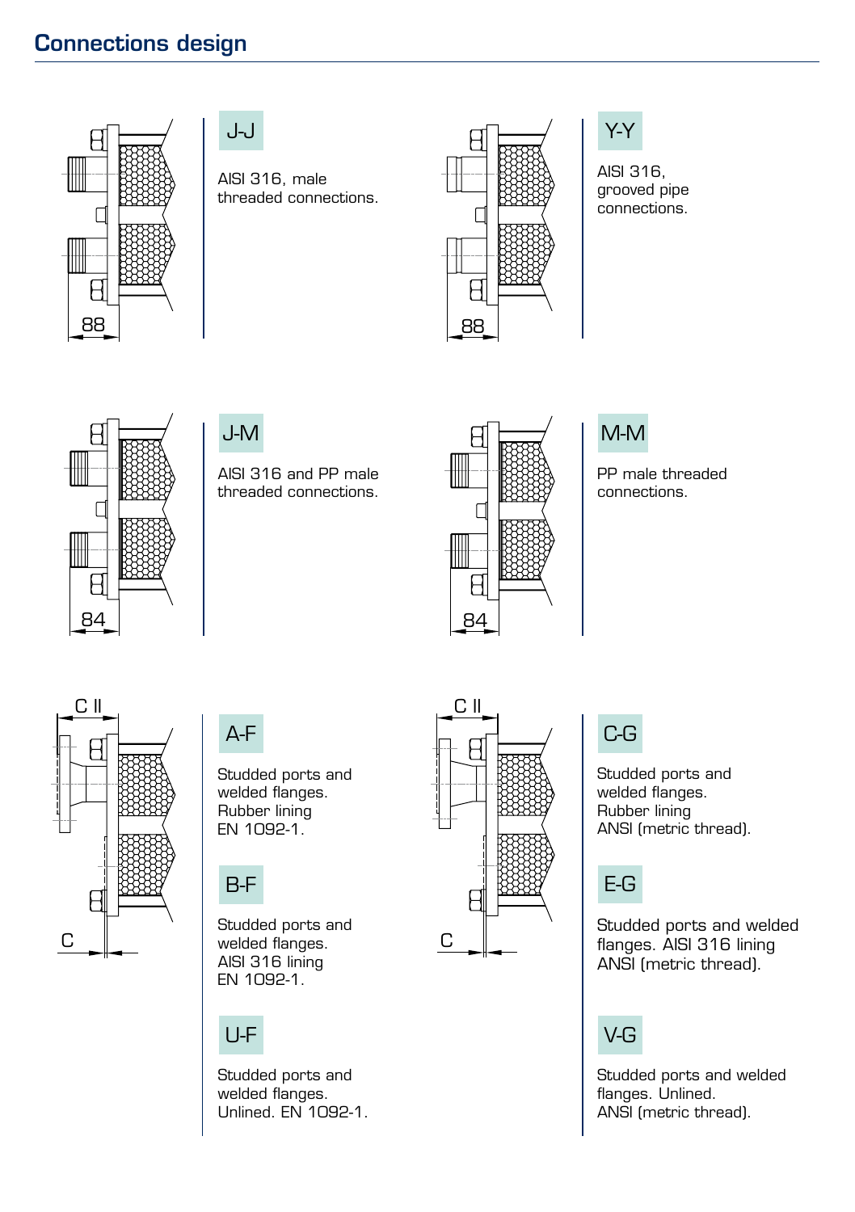## Connections design

88

### J-J

AISI 316, male threaded connections.

88

### Y-Y

AISI 316, grooved pipe connections.

84

### J-M

AISI 316 and PP male threaded connections.

84

### M-M

PP male threaded connections.

C II

C

### A-F

Studded ports and welded flanges. Rubber lining EN 1092-1.

### B-F

Studded ports and welded flanges. AISI 316 lining EN 1092-1.

### U-F

Studded ports and welded flanges. Unlined. EN 1092-1.

C II

C

### C-G

Studded ports and welded flanges. Rubber lining ANSI (metric thread).

### E-G

Studded ports and welded flanges. AISI 316 lining ANSI (metric thread).

### V-G

Studded ports and welded flanges. Unlined. ANSI (metric thread).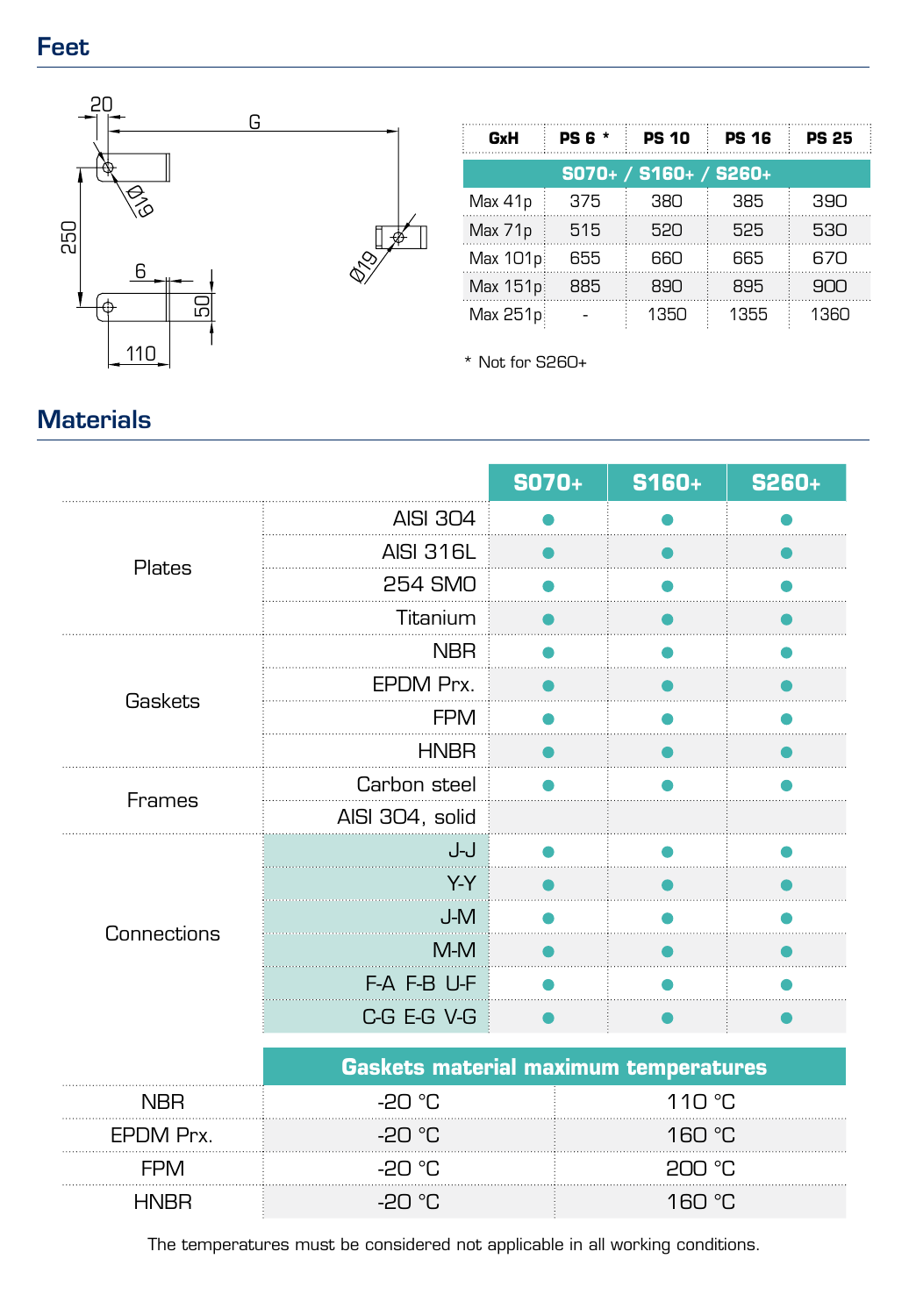## Feet

20

G

Ø19

250

6

50

110

Ø19

| GxH | PS 6 * | PS 10 | PS 16 | PS 25 |
|---|---|---|---|---|
| **S070+ / S160+ / S260+** | | | | |
| Max 41p | 375 | 380 | 385 | 390 |
| Max 71p | 515 | 520 | 525 | 530 |
| Max 101p | 655 | 660 | 665 | 670 |
| Max 151p | 885 | 890 | 895 | 900 |
| Max 251p | - | 1350 | 1355 | 1360 |

\* Not for S260+

## Materials

| | | S070+ | S160+ | S260+ |
|---|---|---|---|---|
| Plates | AISI 304 | ● | ● | ● |
| | AISI 316L | ● | ● | ● |
| | 254 SMO | ● | ● | ● |
| | Titanium | ● | ● | ● |
| Gaskets | NBR | ● | ● | ● |
| | EPDM Prx. | ● | ● | ● |
| | FPM | ● | ● | ● |
| | HNBR | ● | ● | ● |
| Frames | Carbon steel | ● | ● | ● |
| | AISI 304, solid | | | |
| Connections | J-J | ● | ● | ● |
| | Y-Y | ● | ● | ● |
| | J-M | ● | ● | ● |
| | M-M | ● | ● | ● |
| | F-A F-B U-F | ● | ● | ● |
| | C-G E-G V-G | ● | ● | ● |

| | Gaskets material maximum temperatures | |
|---|---|---|
| NBR | -20 °C | 110 °C |
| EPDM Prx. | -20 °C | 160 °C |
| FPM | -20 °C | 200 °C |
| HNBR | -20 °C | 160 °C |

The temperatures must be considered not applicable in all working conditions.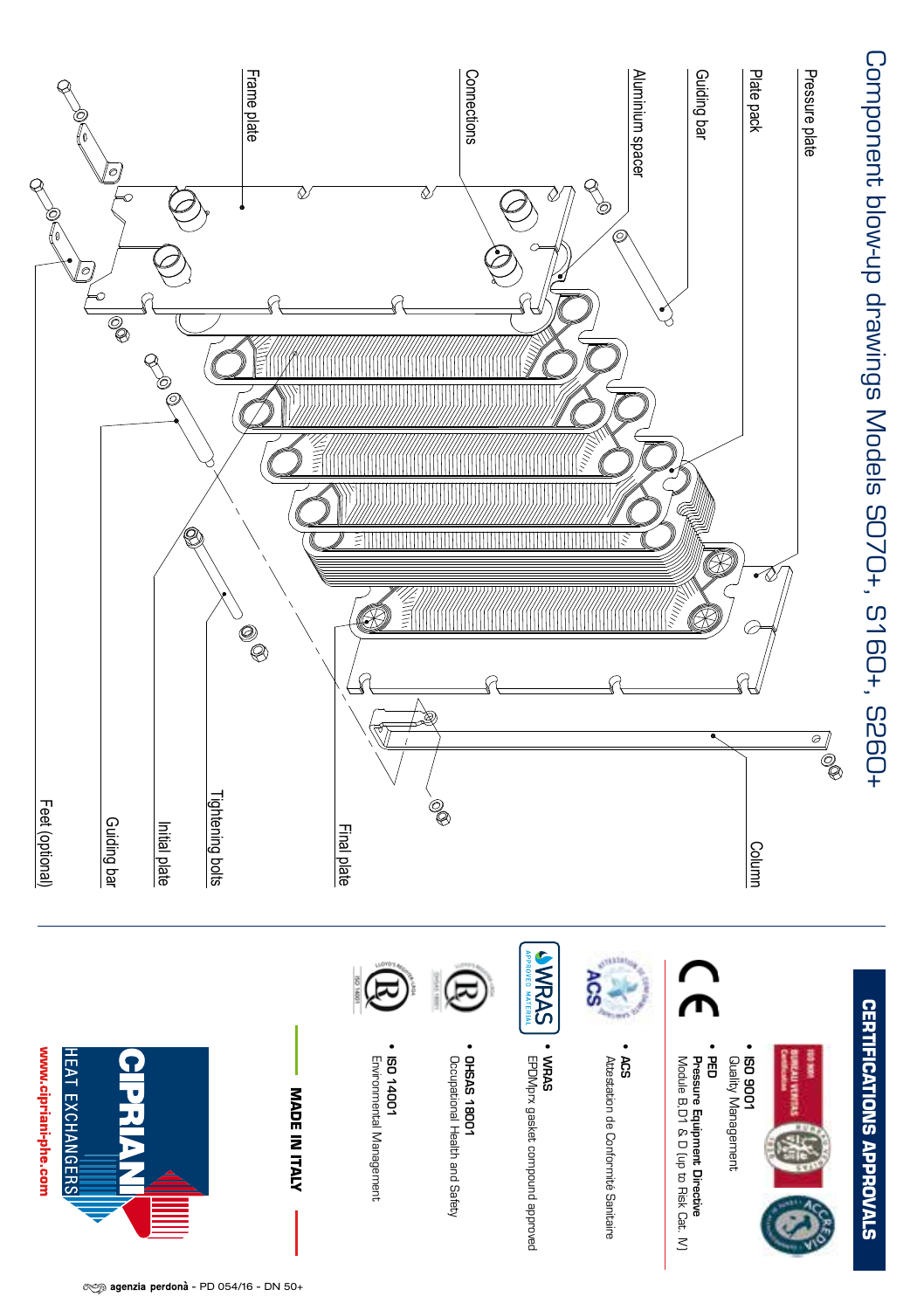# Component blow-up drawings Models S070+, S160+, S260+

Pressure plate

Plate pack

Guiding bar

Aluminium spacer

Connections

Frame plate

Column

Final plate

Tightening bolts

Initial plate

Guiding bar

Feet (optional)

## CERTIFICATIONS APPROVALS

- **ISO 9001**
  Quality Management
- **PED**
  **Pressure Equipment Directive**
  Module B,D1 & D (up to Risk Cat. IV)
- **ACS**
  Attestation de Conformité Sanitaire
- **WRAS**
  EPDMprx gasket compound approved
- **OHSAS 18001**
  Occupational Health and Safety
- **ISO 14001**
  Environmental Management

**MADE IN ITALY**

CIPRIANI
HEAT EXCHANGERS

www.cipriani-phe.com

agenzia perdonà - PD 054/16 - DN 50+